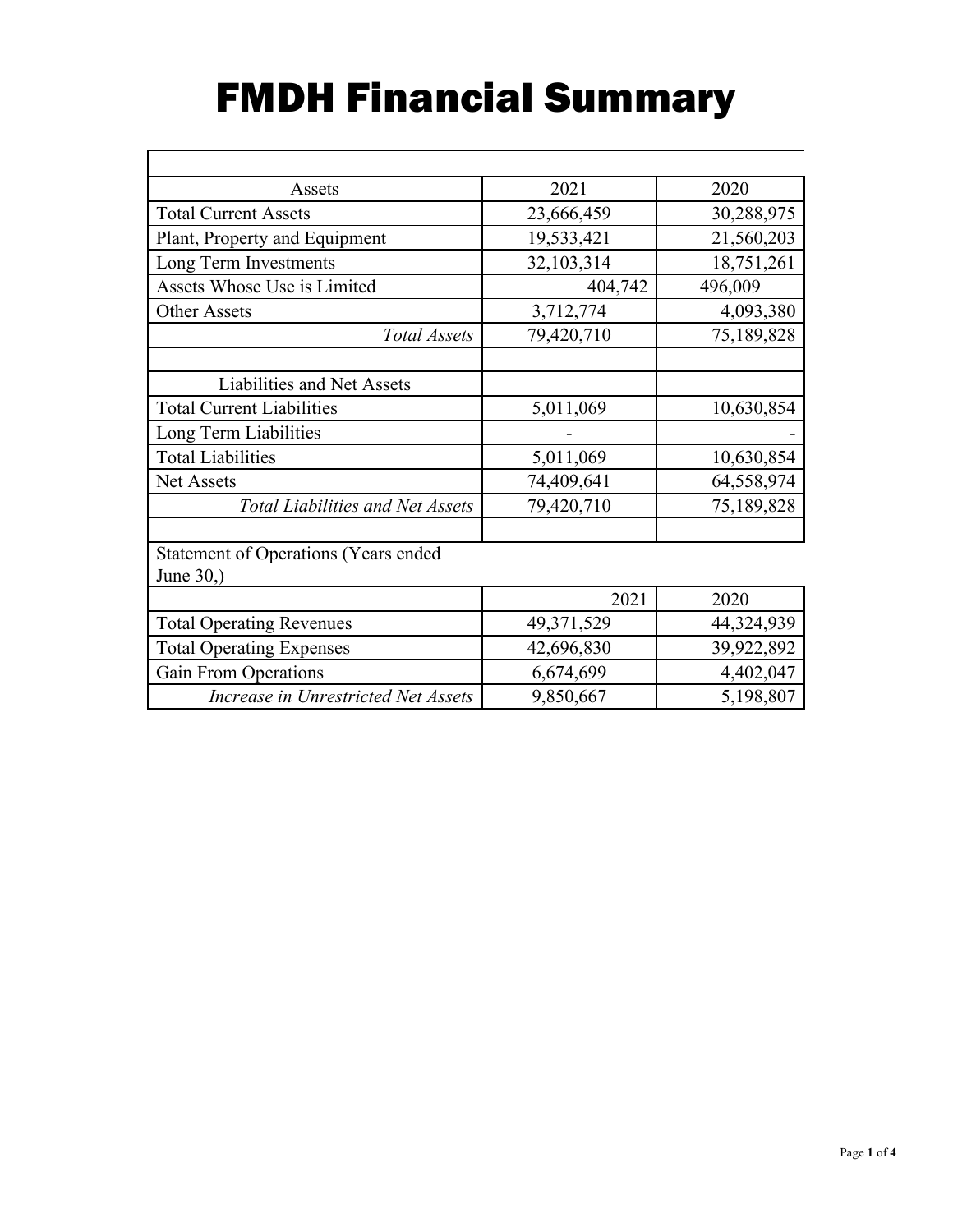# FMDH Financial Summary

| Assets | 2021 | 2020 |
|---|---|---|
| Total Current Assets | 23,666,459 | 30,288,975 |
| Plant, Property and Equipment | 19,533,421 | 21,560,203 |
| Long Term Investments | 32,103,314 | 18,751,261 |
| Assets Whose Use is Limited | 404,742 | 496,009 |
| Other Assets | 3,712,774 | 4,093,380 |
| *Total Assets* | 79,420,710 | 75,189,828 |
| | | |
| Liabilities and Net Assets | | |
| Total Current Liabilities | 5,011,069 | 10,630,854 |
| Long Term Liabilities | - | - |
| Total Liabilities | 5,011,069 | 10,630,854 |
| Net Assets | 74,409,641 | 64,558,974 |
| *Total Liabilities and Net Assets* | 79,420,710 | 75,189,828 |

Statement of Operations (Years ended June 30,)

| | 2021 | 2020 |
|---|---|---|
| Total Operating Revenues | 49,371,529 | 44,324,939 |
| Total Operating Expenses | 42,696,830 | 39,922,892 |
| Gain From Operations | 6,674,699 | 4,402,047 |
| *Increase in Unrestricted Net Assets* | 9,850,667 | 5,198,807 |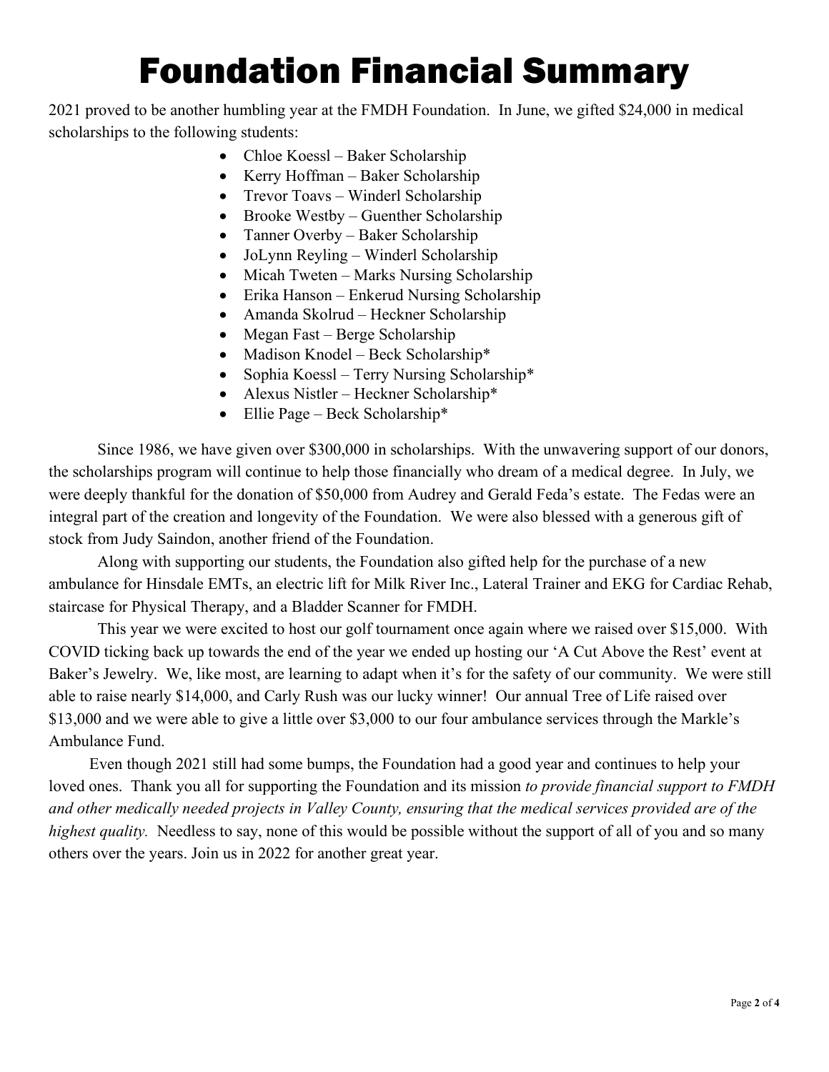# Foundation Financial Summary

2021 proved to be another humbling year at the FMDH Foundation. In June, we gifted $24,000 in medical scholarships to the following students:

- Chloe Koessl – Baker Scholarship
- Kerry Hoffman – Baker Scholarship
- Trevor Toavs – Winderl Scholarship
- Brooke Westby – Guenther Scholarship
- Tanner Overby – Baker Scholarship
- JoLynn Reyling – Winderl Scholarship
- Micah Tweten – Marks Nursing Scholarship
- Erika Hanson – Enkerud Nursing Scholarship
- Amanda Skolrud – Heckner Scholarship
- Megan Fast – Berge Scholarship
- Madison Knodel – Beck Scholarship*
- Sophia Koessl – Terry Nursing Scholarship*
- Alexus Nistler – Heckner Scholarship*
- Ellie Page – Beck Scholarship*

Since 1986, we have given over $300,000 in scholarships. With the unwavering support of our donors, the scholarships program will continue to help those financially who dream of a medical degree. In July, we were deeply thankful for the donation of $50,000 from Audrey and Gerald Feda's estate. The Fedas were an integral part of the creation and longevity of the Foundation. We were also blessed with a generous gift of stock from Judy Saindon, another friend of the Foundation.

Along with supporting our students, the Foundation also gifted help for the purchase of a new ambulance for Hinsdale EMTs, an electric lift for Milk River Inc., Lateral Trainer and EKG for Cardiac Rehab, staircase for Physical Therapy, and a Bladder Scanner for FMDH.

This year we were excited to host our golf tournament once again where we raised over $15,000. With COVID ticking back up towards the end of the year we ended up hosting our 'A Cut Above the Rest' event at Baker's Jewelry. We, like most, are learning to adapt when it's for the safety of our community. We were still able to raise nearly $14,000, and Carly Rush was our lucky winner! Our annual Tree of Life raised over $13,000 and we were able to give a little over $3,000 to our four ambulance services through the Markle's Ambulance Fund.

Even though 2021 still had some bumps, the Foundation had a good year and continues to help your loved ones. Thank you all for supporting the Foundation and its mission *to provide financial support to FMDH and other medically needed projects in Valley County, ensuring that the medical services provided are of the highest quality.* Needless to say, none of this would be possible without the support of all of you and so many others over the years. Join us in 2022 for another great year.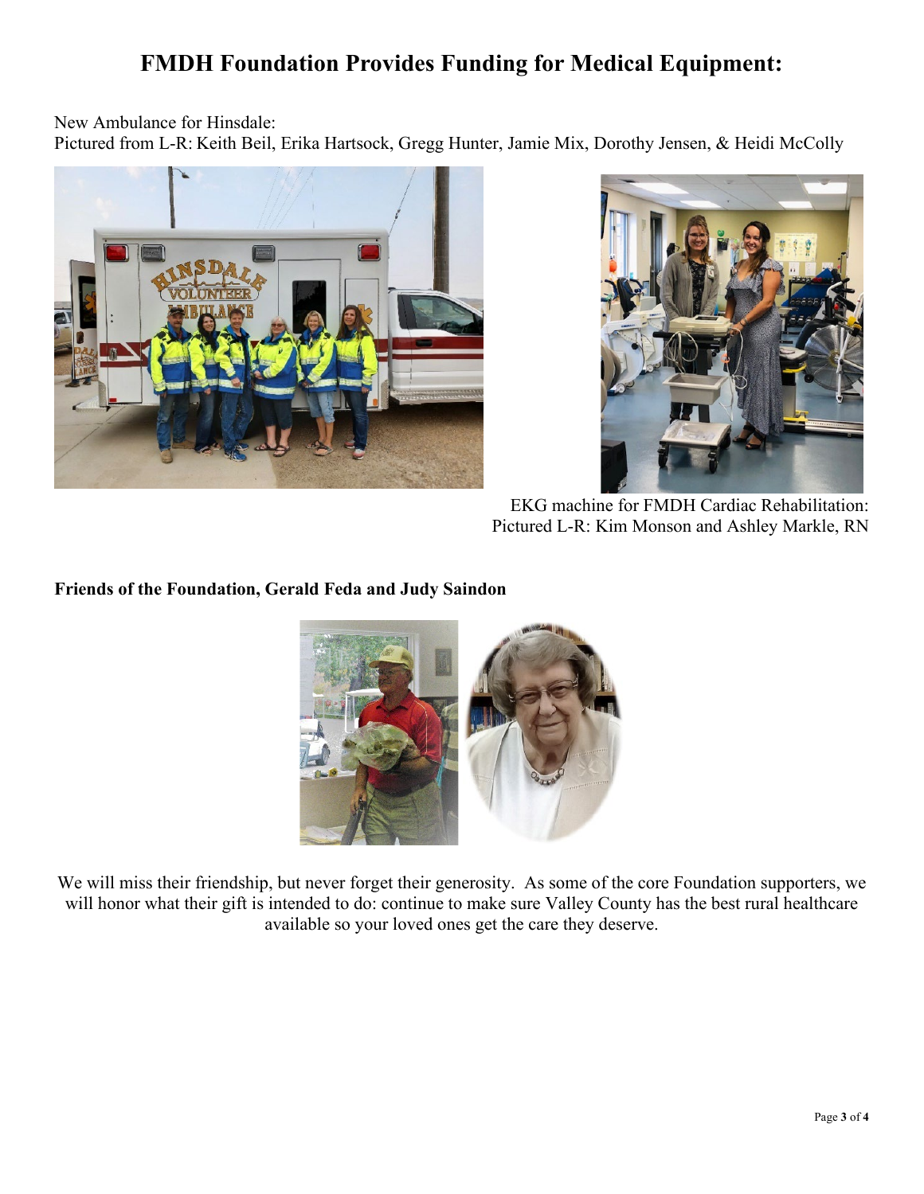# FMDH Foundation Provides Funding for Medical Equipment:

New Ambulance for Hinsdale:
Pictured from L-R: Keith Beil, Erika Hartsock, Gregg Hunter, Jamie Mix, Dorothy Jensen, & Heidi McColly

EKG machine for FMDH Cardiac Rehabilitation:
Pictured L-R: Kim Monson and Ashley Markle, RN

**Friends of the Foundation, Gerald Feda and Judy Saindon**

We will miss their friendship, but never forget their generosity. As some of the core Foundation supporters, we will honor what their gift is intended to do: continue to make sure Valley County has the best rural healthcare available so your loved ones get the care they deserve.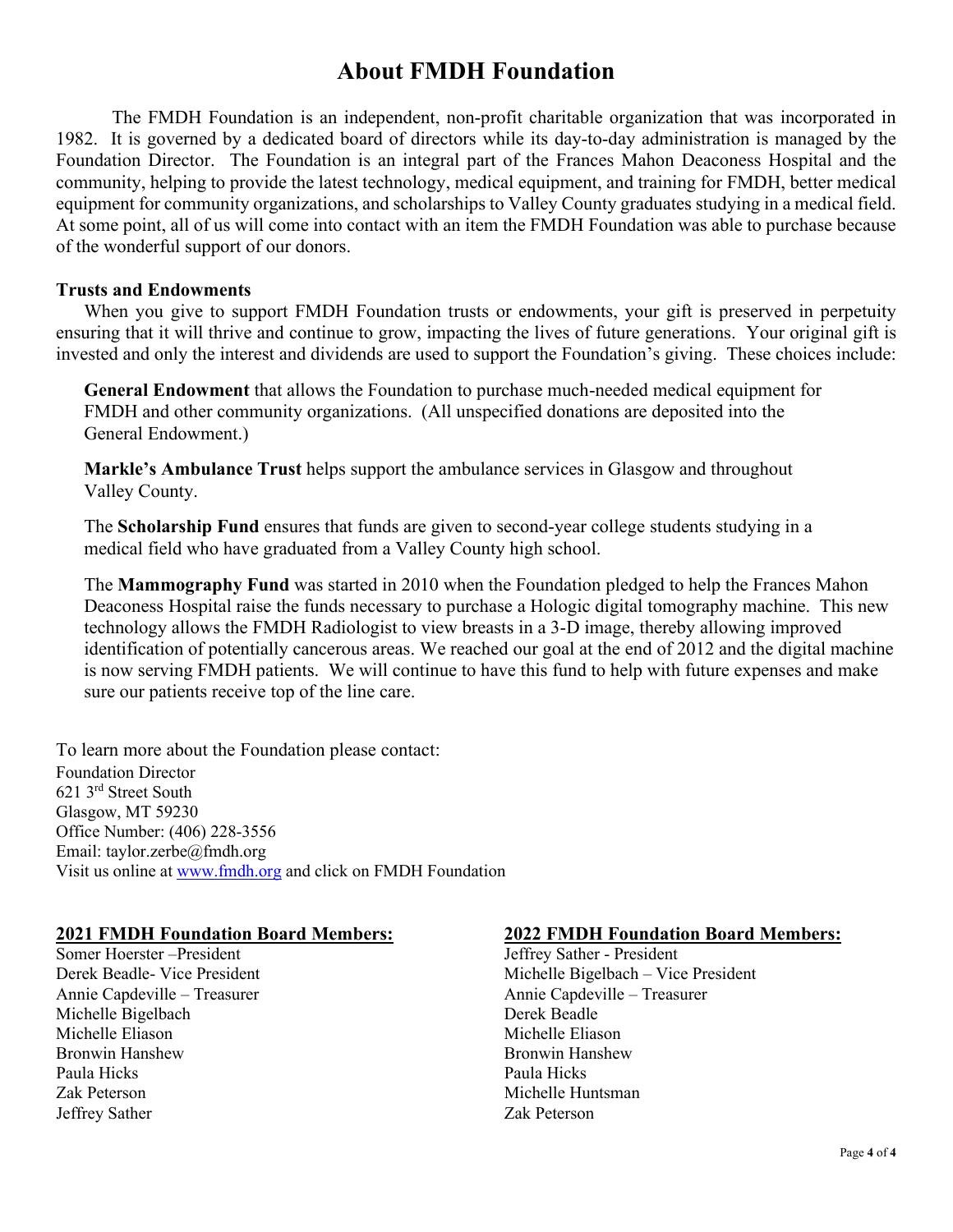# About FMDH Foundation

The FMDH Foundation is an independent, non-profit charitable organization that was incorporated in 1982. It is governed by a dedicated board of directors while its day-to-day administration is managed by the Foundation Director. The Foundation is an integral part of the Frances Mahon Deaconess Hospital and the community, helping to provide the latest technology, medical equipment, and training for FMDH, better medical equipment for community organizations, and scholarships to Valley County graduates studying in a medical field. At some point, all of us will come into contact with an item the FMDH Foundation was able to purchase because of the wonderful support of our donors.

**Trusts and Endowments**

When you give to support FMDH Foundation trusts or endowments, your gift is preserved in perpetuity ensuring that it will thrive and continue to grow, impacting the lives of future generations. Your original gift is invested and only the interest and dividends are used to support the Foundation's giving. These choices include:

**General Endowment** that allows the Foundation to purchase much-needed medical equipment for FMDH and other community organizations. (All unspecified donations are deposited into the General Endowment.)

**Markle's Ambulance Trust** helps support the ambulance services in Glasgow and throughout Valley County.

The **Scholarship Fund** ensures that funds are given to second-year college students studying in a medical field who have graduated from a Valley County high school.

The **Mammography Fund** was started in 2010 when the Foundation pledged to help the Frances Mahon Deaconess Hospital raise the funds necessary to purchase a Hologic digital tomography machine. This new technology allows the FMDH Radiologist to view breasts in a 3-D image, thereby allowing improved identification of potentially cancerous areas. We reached our goal at the end of 2012 and the digital machine is now serving FMDH patients. We will continue to have this fund to help with future expenses and make sure our patients receive top of the line care.

To learn more about the Foundation please contact:
Foundation Director
621 3rd Street South
Glasgow, MT 59230
Office Number: (406) 228-3556
Email: taylor.zerbe@fmdh.org
Visit us online at [www.fmdh.org](http://www.fmdh.org) and click on FMDH Foundation

**2021 FMDH Foundation Board Members:**

Somer Hoerster –President
Derek Beadle- Vice President
Annie Capdeville – Treasurer
Michelle Bigelbach
Michelle Eliason
Bronwin Hanshew
Paula Hicks
Zak Peterson
Jeffrey Sather

**2022 FMDH Foundation Board Members:**

Jeffrey Sather - President
Michelle Bigelbach – Vice President
Annie Capdeville – Treasurer
Derek Beadle
Michelle Eliason
Bronwin Hanshew
Paula Hicks
Michelle Huntsman
Zak Peterson